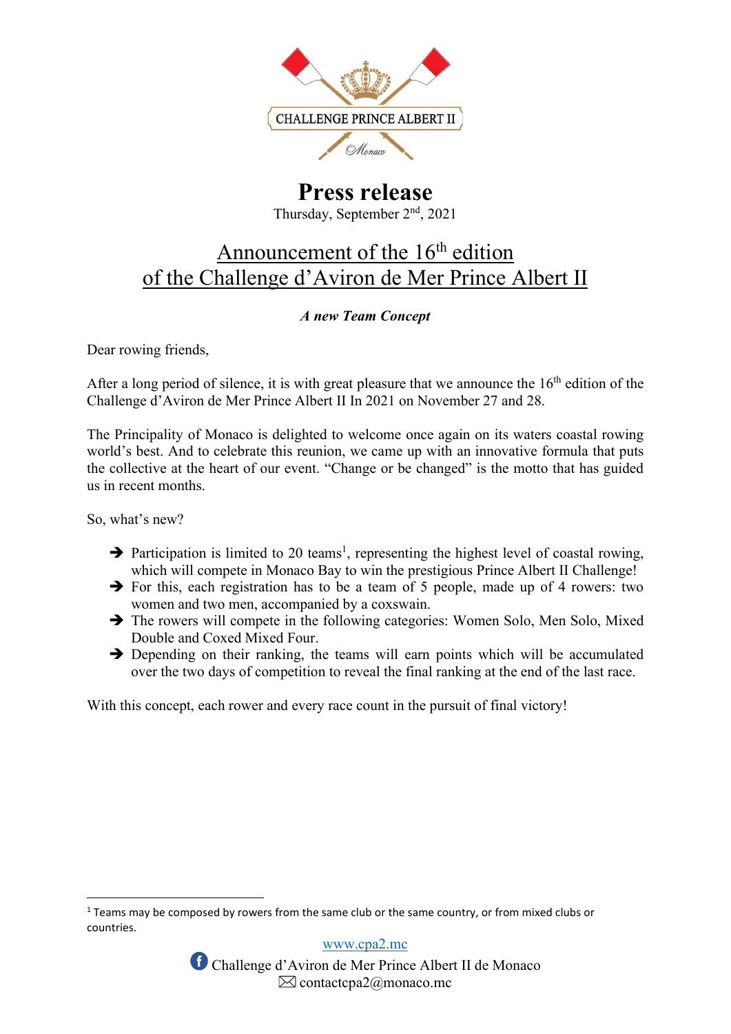# Press release

Thursday, September 2nd, 2021

## Announcement of the 16th edition of the Challenge d'Aviron de Mer Prince Albert II

***A new Team Concept***

Dear rowing friends,

After a long period of silence, it is with great pleasure that we announce the 16th edition of the Challenge d'Aviron de Mer Prince Albert II In 2021 on November 27 and 28.

The Principality of Monaco is delighted to welcome once again on its waters coastal rowing world's best. And to celebrate this reunion, we came up with an innovative formula that puts the collective at the heart of our event. "Change or be changed" is the motto that has guided us in recent months.

So, what's new?

- ➔ Participation is limited to 20 teams[1], representing the highest level of coastal rowing, which will compete in Monaco Bay to win the prestigious Prince Albert II Challenge!
- ➔ For this, each registration has to be a team of 5 people, made up of 4 rowers: two women and two men, accompanied by a coxswain.
- ➔ The rowers will compete in the following categories: Women Solo, Men Solo, Mixed Double and Coxed Mixed Four.
- ➔ Depending on their ranking, the teams will earn points which will be accumulated over the two days of competition to reveal the final ranking at the end of the last race.

With this concept, each rower and every race count in the pursuit of final victory!

[1] Teams may be composed by rowers from the same club or the same country, or from mixed clubs or countries.

www.cpa2.mc

Challenge d'Aviron de Mer Prince Albert II de Monaco

contactcpa2@monaco.mc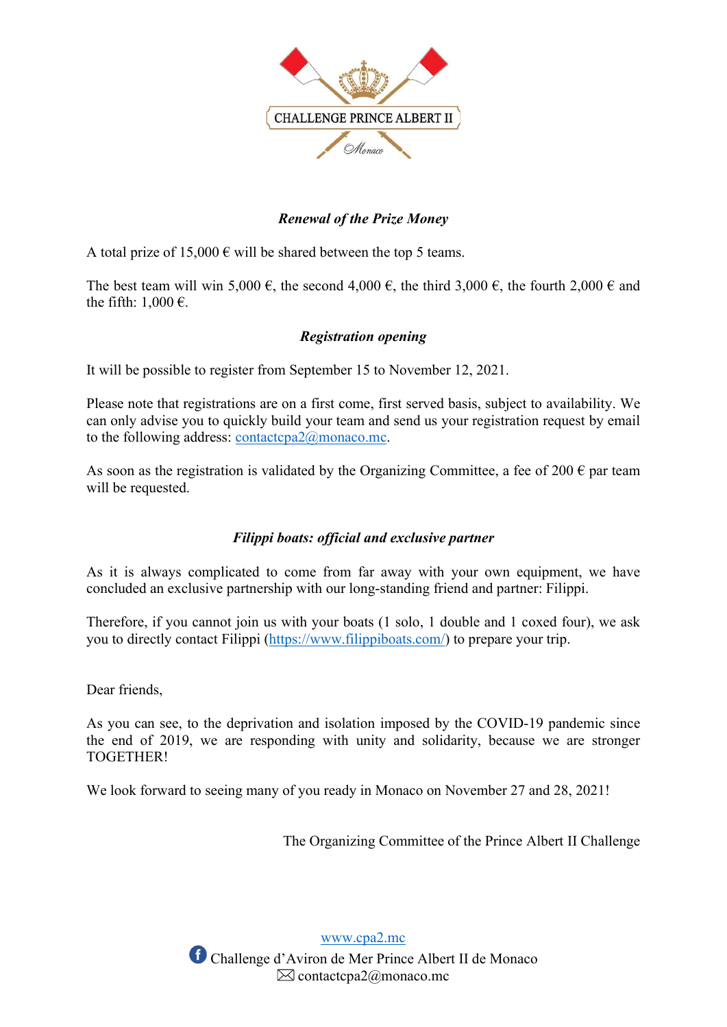CHALLENGE PRINCE ALBERT II

Monaco

### *Renewal of the Prize Money*

A total prize of 15,000 € will be shared between the top 5 teams.

The best team will win 5,000 €, the second 4,000 €, the third 3,000 €, the fourth 2,000 € and the fifth: 1,000 €.

### *Registration opening*

It will be possible to register from September 15 to November 12, 2021.

Please note that registrations are on a first come, first served basis, subject to availability. We can only advise you to quickly build your team and send us your registration request by email to the following address: [contactcpa2@monaco.mc](mailto:contactcpa2@monaco.mc).

As soon as the registration is validated by the Organizing Committee, a fee of 200 € par team will be requested.

### *Filippi boats: official and exclusive partner*

As it is always complicated to come from far away with your own equipment, we have concluded an exclusive partnership with our long-standing friend and partner: Filippi.

Therefore, if you cannot join us with your boats (1 solo, 1 double and 1 coxed four), we ask you to directly contact Filippi ([https://www.filippiboats.com/](https://www.filippiboats.com/)) to prepare your trip.

Dear friends,

As you can see, to the deprivation and isolation imposed by the COVID-19 pandemic since the end of 2019, we are responding with unity and solidarity, because we are stronger TOGETHER!

We look forward to seeing many of you ready in Monaco on November 27 and 28, 2021!

The Organizing Committee of the Prince Albert II Challenge

[www.cpa2.mc](http://www.cpa2.mc)

Challenge d'Aviron de Mer Prince Albert II de Monaco

contactcpa2@monaco.mc